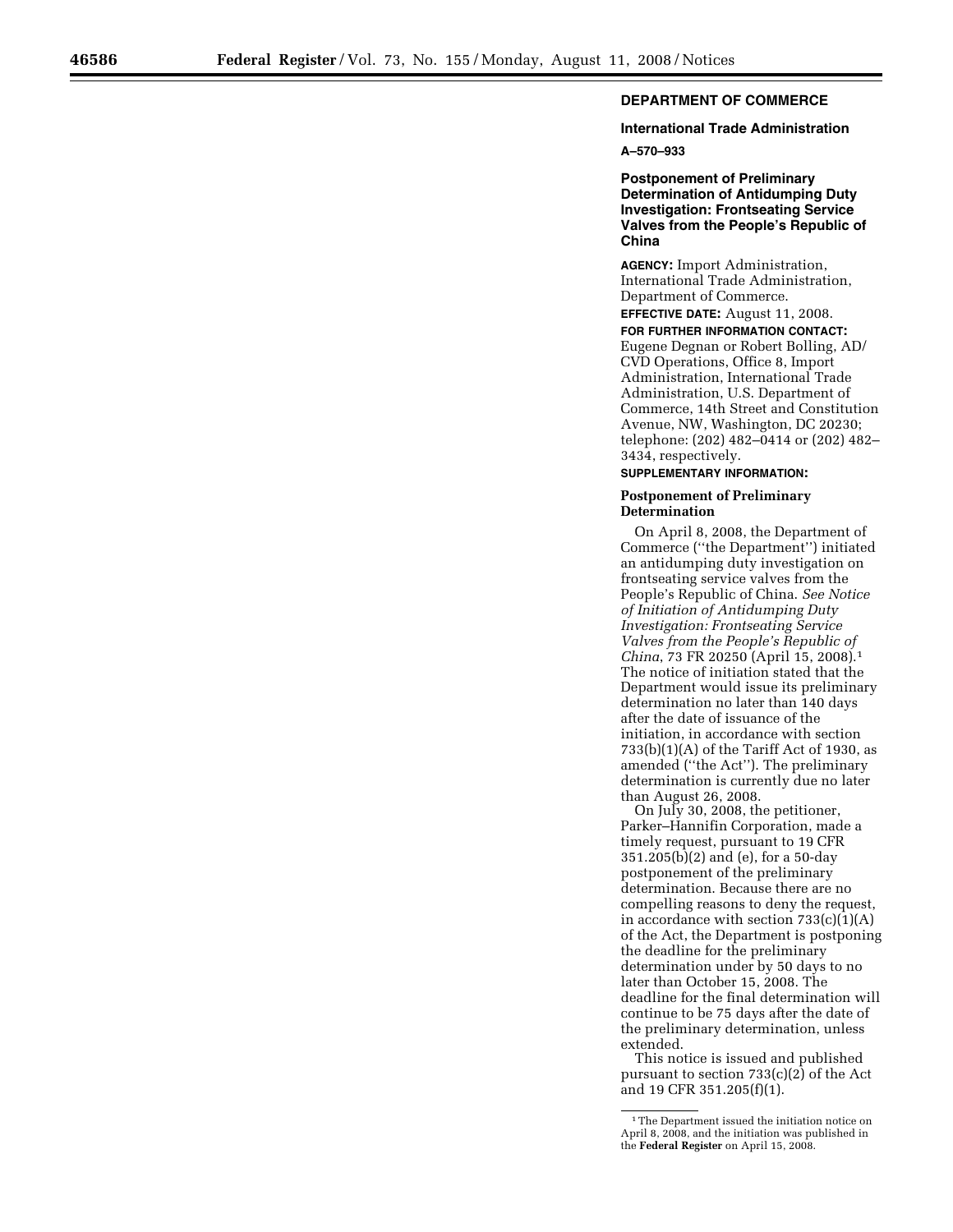## DEPARTMENT OF COMMERCE

### International Trade Administration

**A–570–933**

### Postponement of Preliminary Determination of Antidumping Duty Investigation: Frontseating Service Valves from the People's Republic of China

**AGENCY:** Import Administration, International Trade Administration, Department of Commerce.

**EFFECTIVE DATE:** August 11, 2008.

**FOR FURTHER INFORMATION CONTACT:** Eugene Degnan or Robert Bolling, AD/CVD Operations, Office 8, Import Administration, International Trade Administration, U.S. Department of Commerce, 14th Street and Constitution Avenue, NW, Washington, DC 20230; telephone: (202) 482–0414 or (202) 482–3434, respectively.

**SUPPLEMENTARY INFORMATION:**

**Postponement of Preliminary Determination**

On April 8, 2008, the Department of Commerce (''the Department'') initiated an antidumping duty investigation on frontseating service valves from the People's Republic of China. *See Notice of Initiation of Antidumping Duty Investigation: Frontseating Service Valves from the People's Republic of China*, 73 FR 20250 (April 15, 2008).[1] The notice of initiation stated that the Department would issue its preliminary determination no later than 140 days after the date of issuance of the initiation, in accordance with section 733(b)(1)(A) of the Tariff Act of 1930, as amended (''the Act''). The preliminary determination is currently due no later than August 26, 2008.

On July 30, 2008, the petitioner, Parker–Hannifin Corporation, made a timely request, pursuant to 19 CFR 351.205(b)(2) and (e), for a 50-day postponement of the preliminary determination. Because there are no compelling reasons to deny the request, in accordance with section 733(c)(1)(A) of the Act, the Department is postponing the deadline for the preliminary determination under by 50 days to no later than October 15, 2008. The deadline for the final determination will continue to be 75 days after the date of the preliminary determination, unless extended.

This notice is issued and published pursuant to section 733(c)(2) of the Act and 19 CFR 351.205(f)(1).

[1] The Department issued the initiation notice on April 8, 2008, and the initiation was published in the **Federal Register** on April 15, 2008.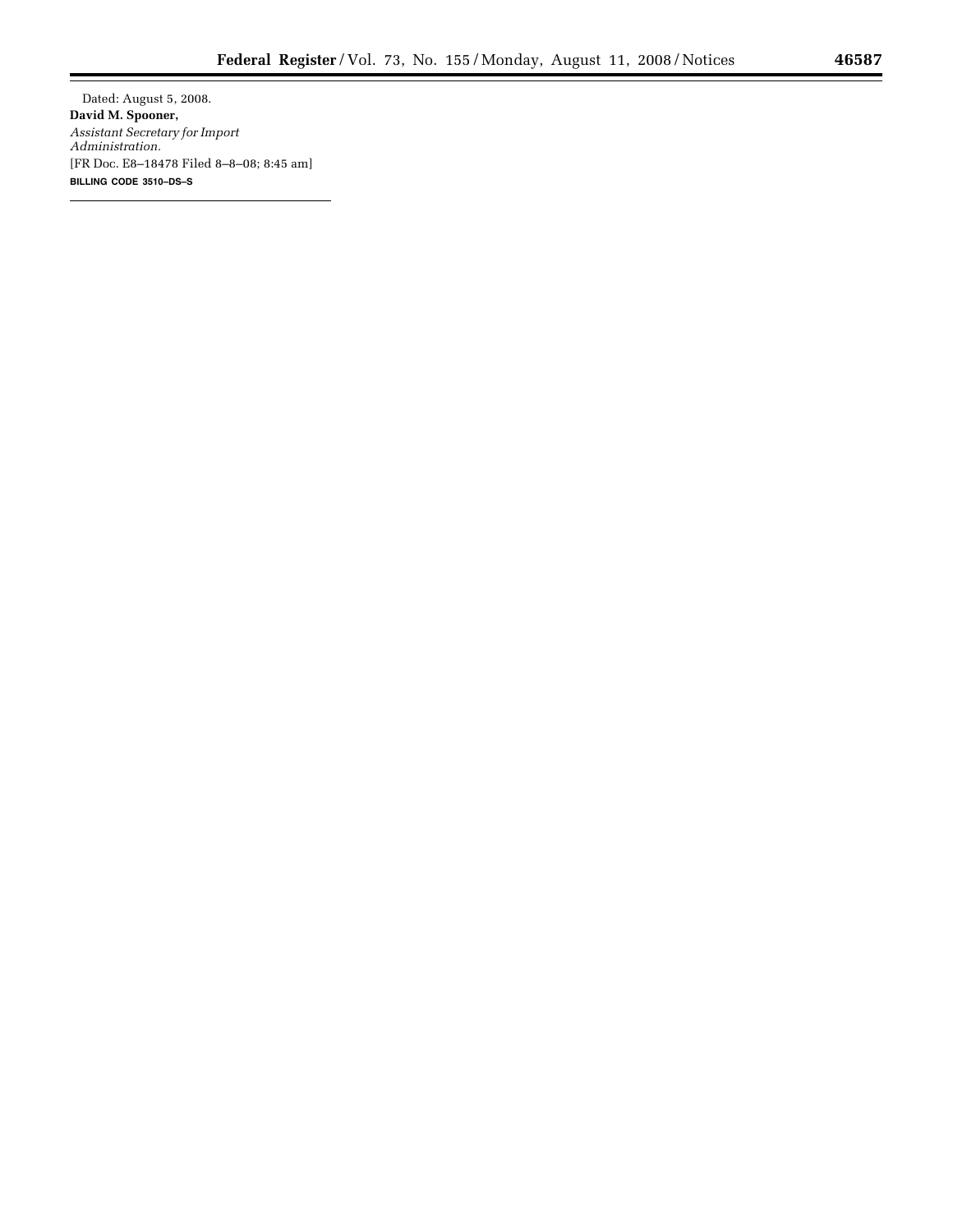Dated: August 5, 2008.

**David M. Spooner,**

*Assistant Secretary for Import Administration.*

[FR Doc. E8–18478 Filed 8–8–08; 8:45 am]

**BILLING CODE 3510–DS–S**